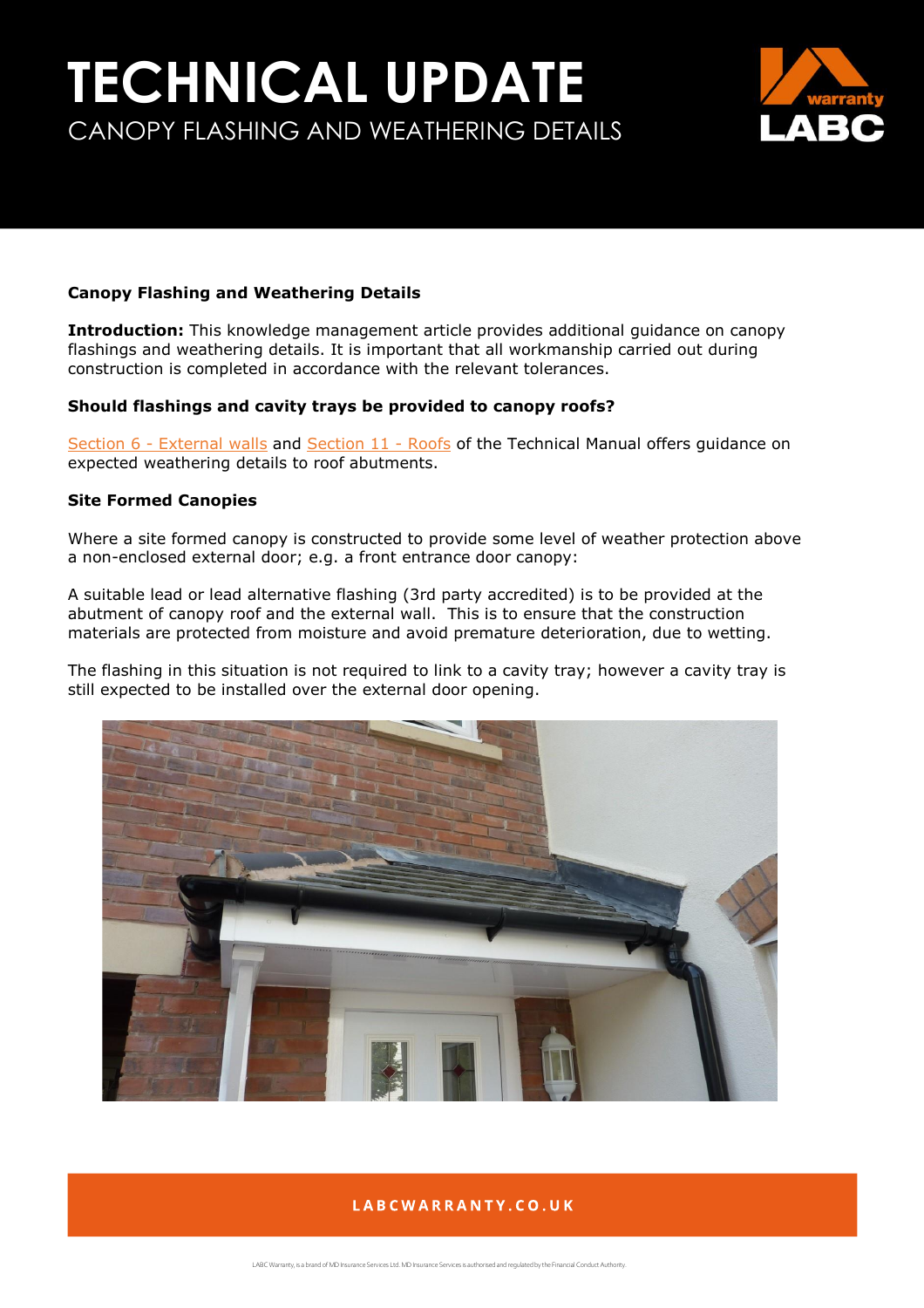# TECHNICAL UPDATE

CANOPY FLASHING AND WEATHERING DETAILS

**Canopy Flashing and Weathering Details**

**Introduction:** This knowledge management article provides additional guidance on canopy flashings and weathering details. It is important that all workmanship carried out during construction is completed in accordance with the relevant tolerances.

**Should flashings and cavity trays be provided to canopy roofs?**

Section 6 - External walls and Section 11 - Roofs of the Technical Manual offers guidance on expected weathering details to roof abutments.

**Site Formed Canopies**

Where a site formed canopy is constructed to provide some level of weather protection above a non-enclosed external door; e.g. a front entrance door canopy:

A suitable lead or lead alternative flashing (3rd party accredited) is to be provided at the abutment of canopy roof and the external wall. This is to ensure that the construction materials are protected from moisture and avoid premature deterioration, due to wetting.

The flashing in this situation is not required to link to a cavity tray; however a cavity tray is still expected to be installed over the external door opening.

LABCWARRANTY.CO.UK

LABC Warranty, is a brand of MD Insurance Services Ltd. MD Insurance Services is authorised and regulated by the Financial Conduct Authority.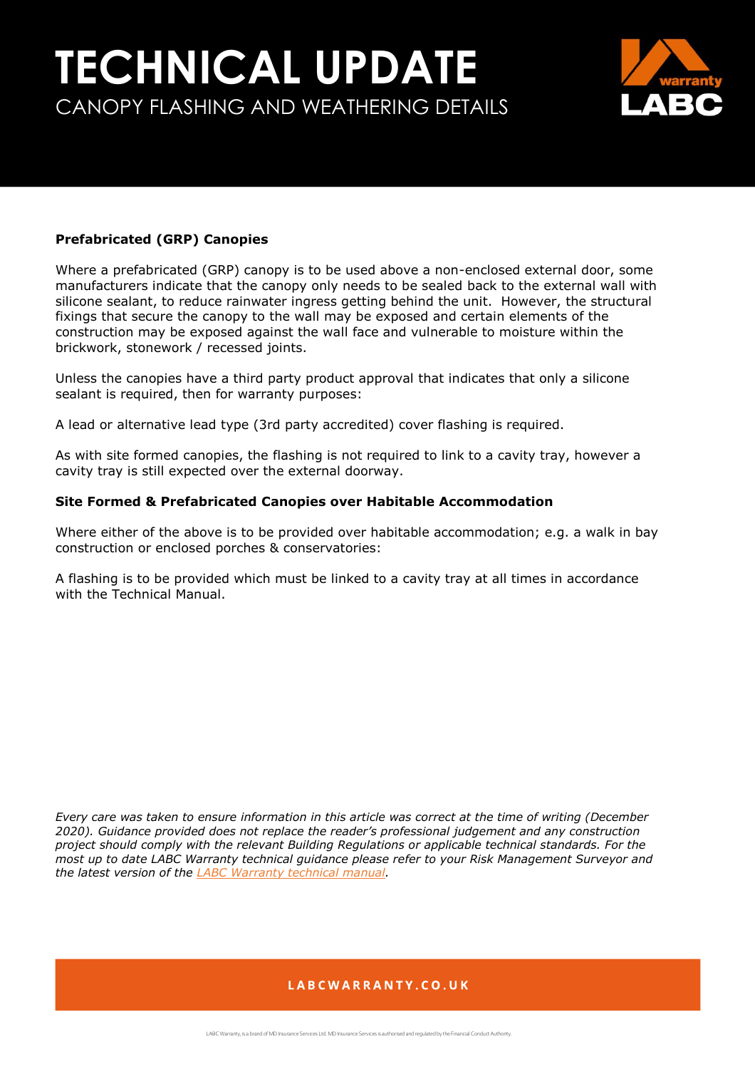# TECHNICAL UPDATE

CANOPY FLASHING AND WEATHERING DETAILS

**Prefabricated (GRP) Canopies**

Where a prefabricated (GRP) canopy is to be used above a non-enclosed external door, some manufacturers indicate that the canopy only needs to be sealed back to the external wall with silicone sealant, to reduce rainwater ingress getting behind the unit. However, the structural fixings that secure the canopy to the wall may be exposed and certain elements of the construction may be exposed against the wall face and vulnerable to moisture within the brickwork, stonework / recessed joints.

Unless the canopies have a third party product approval that indicates that only a silicone sealant is required, then for warranty purposes:

A lead or alternative lead type (3rd party accredited) cover flashing is required.

As with site formed canopies, the flashing is not required to link to a cavity tray, however a cavity tray is still expected over the external doorway.

**Site Formed & Prefabricated Canopies over Habitable Accommodation**

Where either of the above is to be provided over habitable accommodation; e.g. a walk in bay construction or enclosed porches & conservatories:

A flashing is to be provided which must be linked to a cavity tray at all times in accordance with the Technical Manual.

*Every care was taken to ensure information in this article was correct at the time of writing (December 2020). Guidance provided does not replace the reader's professional judgement and any construction project should comply with the relevant Building Regulations or applicable technical standards. For the most up to date LABC Warranty technical guidance please refer to your Risk Management Surveyor and the latest version of the LABC Warranty technical manual.*

LABCWARRANTY.CO.UK

LABC Warranty, is a brand of MD Insurance Services Ltd. MD Insurance Services is authorised and regulated by the Financial Conduct Authority.